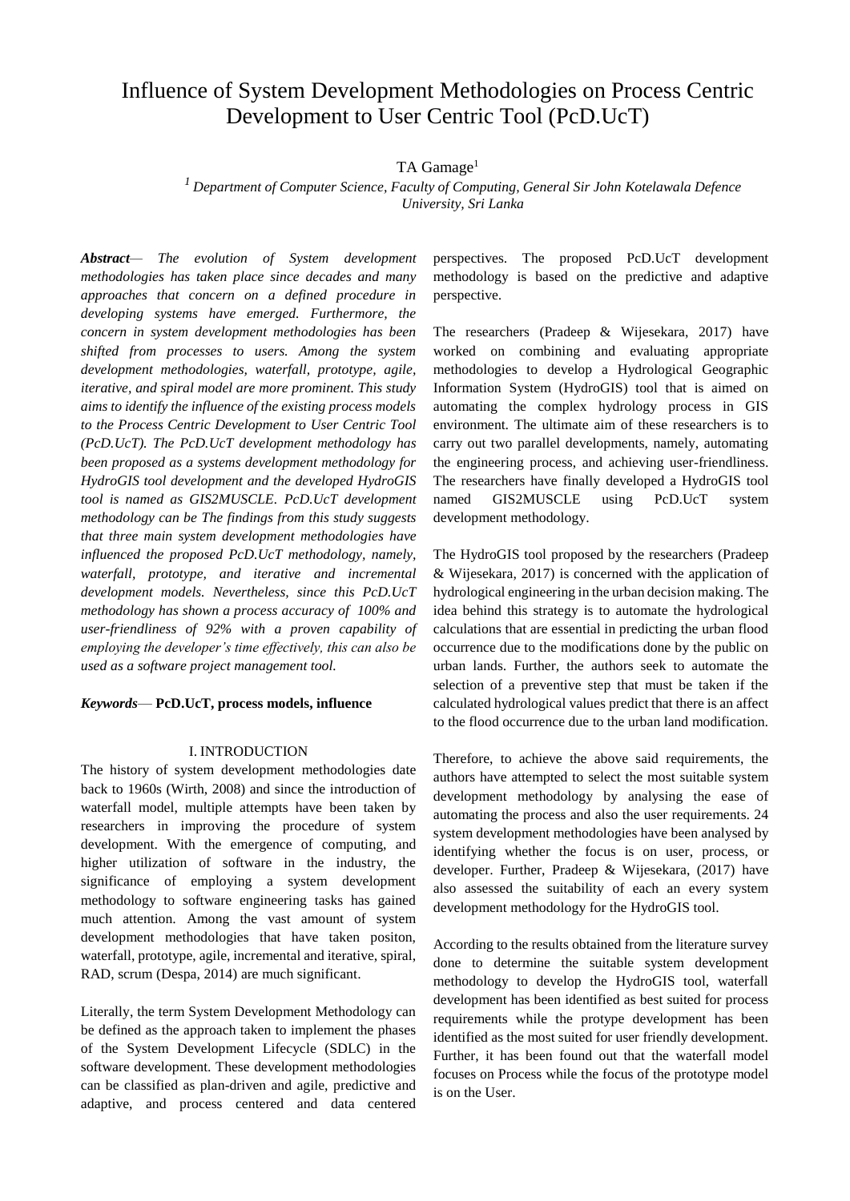# Influence of System Development Methodologies on Process Centric Development to User Centric Tool (PcD.UcT)

TA Gamage[1]

[1] *Department of Computer Science, Faculty of Computing, General Sir John Kotelawala Defence University, Sri Lanka*

***Abstract*— *The evolution of System development methodologies has taken place since decades and many approaches that concern on a defined procedure in developing systems have emerged. Furthermore, the concern in system development methodologies has been shifted from processes to users. Among the system development methodologies, waterfall, prototype, agile, iterative, and spiral model are more prominent. This study aims to identify the influence of the existing process models to the Process Centric Development to User Centric Tool (PcD.UcT). The PcD.UcT development methodology has been proposed as a systems development methodology for HydroGIS tool development and the developed HydroGIS tool is named as GIS2MUSCLE. PcD.UcT development methodology can be The findings from this study suggests that three main system development methodologies have influenced the proposed PcD.UcT methodology, namely, waterfall, prototype, and iterative and incremental development models. Nevertheless, since this PcD.UcT methodology has shown a process accuracy of 100% and user-friendliness of 92% with a proven capability of employing the developer's time effectively, this can also be used as a software project management tool.***

***Keywords*— PcD.UcT, process models, influence**

## I. INTRODUCTION

The history of system development methodologies date back to 1960s (Wirth, 2008) and since the introduction of waterfall model, multiple attempts have been taken by researchers in improving the procedure of system development. With the emergence of computing, and higher utilization of software in the industry, the significance of employing a system development methodology to software engineering tasks has gained much attention. Among the vast amount of system development methodologies that have taken positon, waterfall, prototype, agile, incremental and iterative, spiral, RAD, scrum (Despa, 2014) are much significant.

Literally, the term System Development Methodology can be defined as the approach taken to implement the phases of the System Development Lifecycle (SDLC) in the software development. These development methodologies can be classified as plan-driven and agile, predictive and adaptive, and process centered and data centered perspectives. The proposed PcD.UcT development methodology is based on the predictive and adaptive perspective.

The researchers (Pradeep & Wijesekara, 2017) have worked on combining and evaluating appropriate methodologies to develop a Hydrological Geographic Information System (HydroGIS) tool that is aimed on automating the complex hydrology process in GIS environment. The ultimate aim of these researchers is to carry out two parallel developments, namely, automating the engineering process, and achieving user-friendliness. The researchers have finally developed a HydroGIS tool named GIS2MUSCLE using PcD.UcT system development methodology.

The HydroGIS tool proposed by the researchers (Pradeep & Wijesekara, 2017) is concerned with the application of hydrological engineering in the urban decision making. The idea behind this strategy is to automate the hydrological calculations that are essential in predicting the urban flood occurrence due to the modifications done by the public on urban lands. Further, the authors seek to automate the selection of a preventive step that must be taken if the calculated hydrological values predict that there is an affect to the flood occurrence due to the urban land modification.

Therefore, to achieve the above said requirements, the authors have attempted to select the most suitable system development methodology by analysing the ease of automating the process and also the user requirements. 24 system development methodologies have been analysed by identifying whether the focus is on user, process, or developer. Further, Pradeep & Wijesekara, (2017) have also assessed the suitability of each an every system development methodology for the HydroGIS tool.

According to the results obtained from the literature survey done to determine the suitable system development methodology to develop the HydroGIS tool, waterfall development has been identified as best suited for process requirements while the protype development has been identified as the most suited for user friendly development. Further, it has been found out that the waterfall model focuses on Process while the focus of the prototype model is on the User.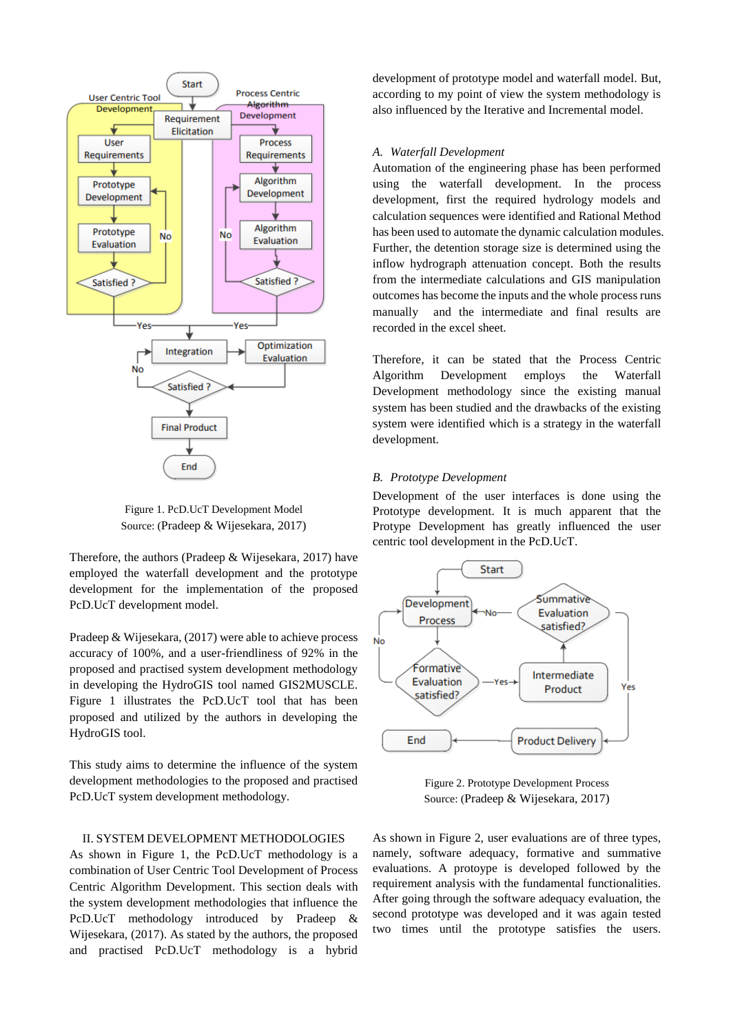Figure 1. PcD.UcT Development Model
Source: (Pradeep & Wijesekara, 2017)

Therefore, the authors (Pradeep & Wijesekara, 2017) have employed the waterfall development and the prototype development for the implementation of the proposed PcD.UcT development model.

Pradeep & Wijesekara, (2017) were able to achieve process accuracy of 100%, and a user-friendliness of 92% in the proposed and practised system development methodology in developing the HydroGIS tool named GIS2MUSCLE. Figure 1 illustrates the PcD.UcT tool that has been proposed and utilized by the authors in developing the HydroGIS tool.

This study aims to determine the influence of the system development methodologies to the proposed and practised PcD.UcT system development methodology.

## II. SYSTEM DEVELOPMENT METHODOLOGIES

As shown in Figure 1, the PcD.UcT methodology is a combination of User Centric Tool Development of Process Centric Algorithm Development. This section deals with the system development methodologies that influence the PcD.UcT methodology introduced by Pradeep & Wijesekara, (2017). As stated by the authors, the proposed and practised PcD.UcT methodology is a hybrid development of prototype model and waterfall model. But, according to my point of view the system methodology is also influenced by the Iterative and Incremental model.

### A. *Waterfall Development*

Automation of the engineering phase has been performed using the waterfall development. In the process development, first the required hydrology models and calculation sequences were identified and Rational Method has been used to automate the dynamic calculation modules. Further, the detention storage size is determined using the inflow hydrograph attenuation concept. Both the results from the intermediate calculations and GIS manipulation outcomes has become the inputs and the whole process runs manually and the intermediate and final results are recorded in the excel sheet.

Therefore, it can be stated that the Process Centric Algorithm Development employs the Waterfall Development methodology since the existing manual system has been studied and the drawbacks of the existing system were identified which is a strategy in the waterfall development.

### B. *Prototype Development*

Development of the user interfaces is done using the Prototype development. It is much apparent that the Protype Development has greatly influenced the user centric tool development in the PcD.UcT.

Figure 2. Prototype Development Process
Source: (Pradeep & Wijesekara, 2017)

As shown in Figure 2, user evaluations are of three types, namely, software adequacy, formative and summative evaluations. A protoype is developed followed by the requirement analysis with the fundamental functionalities. After going through the software adequacy evaluation, the second prototype was developed and it was again tested two times until the prototype satisfies the users.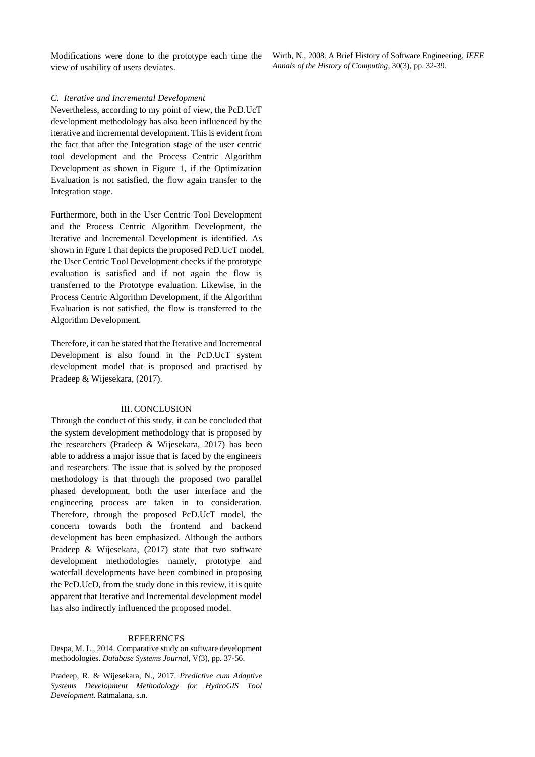Modifications were done to the prototype each time the view of usability of users deviates.

### *C. Iterative and Incremental Development*

Nevertheless, according to my point of view, the PcD.UcT development methodology has also been influenced by the iterative and incremental development. This is evident from the fact that after the Integration stage of the user centric tool development and the Process Centric Algorithm Development as shown in Figure 1, if the Optimization Evaluation is not satisfied, the flow again transfer to the Integration stage.

Furthermore, both in the User Centric Tool Development and the Process Centric Algorithm Development, the Iterative and Incremental Development is identified. As shown in Fgure 1 that depicts the proposed PcD.UcT model, the User Centric Tool Development checks if the prototype evaluation is satisfied and if not again the flow is transferred to the Prototype evaluation. Likewise, in the Process Centric Algorithm Development, if the Algorithm Evaluation is not satisfied, the flow is transferred to the Algorithm Development.

Therefore, it can be stated that the Iterative and Incremental Development is also found in the PcD.UcT system development model that is proposed and practised by Pradeep & Wijesekara, (2017).

## III. CONCLUSION

Through the conduct of this study, it can be concluded that the system development methodology that is proposed by the researchers (Pradeep & Wijesekara, 2017) has been able to address a major issue that is faced by the engineers and researchers. The issue that is solved by the proposed methodology is that through the proposed two parallel phased development, both the user interface and the engineering process are taken in to consideration. Therefore, through the proposed PcD.UcT model, the concern towards both the frontend and backend development has been emphasized. Although the authors Pradeep & Wijesekara, (2017) state that two software development methodologies namely, prototype and waterfall developments have been combined in proposing the PcD.UcD, from the study done in this review, it is quite apparent that Iterative and Incremental development model has also indirectly influenced the proposed model.

## REFERENCES

Despa, M. L., 2014. Comparative study on software development methodologies. *Database Systems Journal*, V(3), pp. 37-56.

Pradeep, R. & Wijesekara, N., 2017. *Predictive cum Adaptive Systems Development Methodology for HydroGIS Tool Development.* Ratmalana, s.n.

Wirth, N., 2008. A Brief History of Software Engineering. *IEEE Annals of the History of Computing,* 30(3), pp. 32-39.